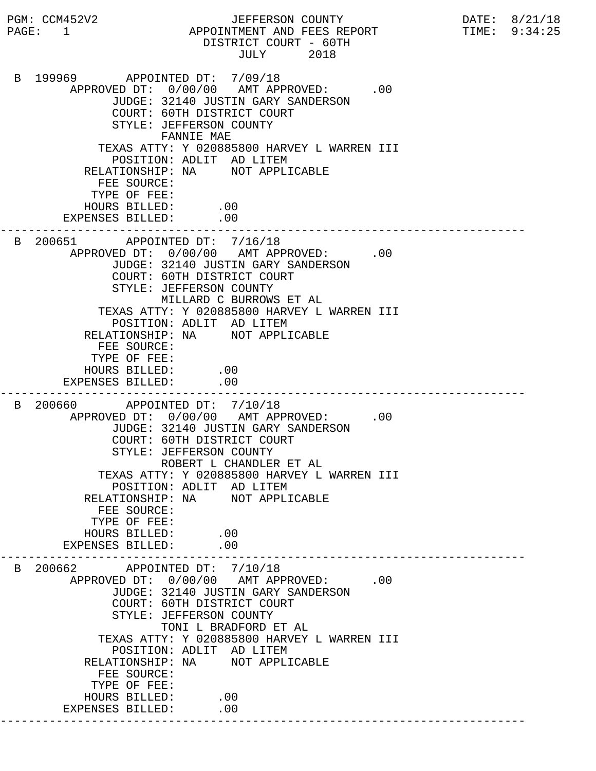PGM: CCM452V2 JEFFERSON COUNTY DATE: 8/21/18
PAGE: 1 APPOINTMENT AND FEES REPORT TIME: 9:34:25

# JEFFERSON COUNTY
## APPOINTMENT AND FEES REPORT
### DISTRICT COURT - 60TH
### JULY 2018

```
B 199969       APPOINTED DT:  7/09/18
       APPROVED DT:  0/00/00   AMT APPROVED:      .00
             JUDGE: 32140 JUSTIN GARY SANDERSON
             COURT: 60TH DISTRICT COURT
             STYLE: JEFFERSON COUNTY
                    FANNIE MAE
        TEXAS ATTY: Y 020885800 HARVEY L WARREN III
          POSITION: ADLIT  AD LITEM
      RELATIONSHIP: NA     NOT APPLICABLE
        FEE SOURCE:
       TYPE OF FEE:
      HOURS BILLED:      .00
   EXPENSES BILLED:      .00
---------------------------------------------------------------------------
B 200651       APPOINTED DT:  7/16/18
       APPROVED DT:  0/00/00   AMT APPROVED:      .00
             JUDGE: 32140 JUSTIN GARY SANDERSON
             COURT: 60TH DISTRICT COURT
             STYLE: JEFFERSON COUNTY
                    MILLARD C BURROWS ET AL
        TEXAS ATTY: Y 020885800 HARVEY L WARREN III
          POSITION: ADLIT  AD LITEM
      RELATIONSHIP: NA     NOT APPLICABLE
        FEE SOURCE:
       TYPE OF FEE:
      HOURS BILLED:      .00
   EXPENSES BILLED:      .00
---------------------------------------------------------------------------
B 200660       APPOINTED DT:  7/10/18
       APPROVED DT:  0/00/00   AMT APPROVED:      .00
             JUDGE: 32140 JUSTIN GARY SANDERSON
             COURT: 60TH DISTRICT COURT
             STYLE: JEFFERSON COUNTY
                    ROBERT L CHANDLER ET AL
        TEXAS ATTY: Y 020885800 HARVEY L WARREN III
          POSITION: ADLIT  AD LITEM
      RELATIONSHIP: NA     NOT APPLICABLE
        FEE SOURCE:
       TYPE OF FEE:
      HOURS BILLED:      .00
   EXPENSES BILLED:      .00
---------------------------------------------------------------------------
B 200662       APPOINTED DT:  7/10/18
       APPROVED DT:  0/00/00   AMT APPROVED:      .00
             JUDGE: 32140 JUSTIN GARY SANDERSON
             COURT: 60TH DISTRICT COURT
             STYLE: JEFFERSON COUNTY
                    TONI L BRADFORD ET AL
        TEXAS ATTY: Y 020885800 HARVEY L WARREN III
          POSITION: ADLIT  AD LITEM
      RELATIONSHIP: NA     NOT APPLICABLE
        FEE SOURCE:
       TYPE OF FEE:
      HOURS BILLED:      .00
   EXPENSES BILLED:      .00
---------------------------------------------------------------------------
```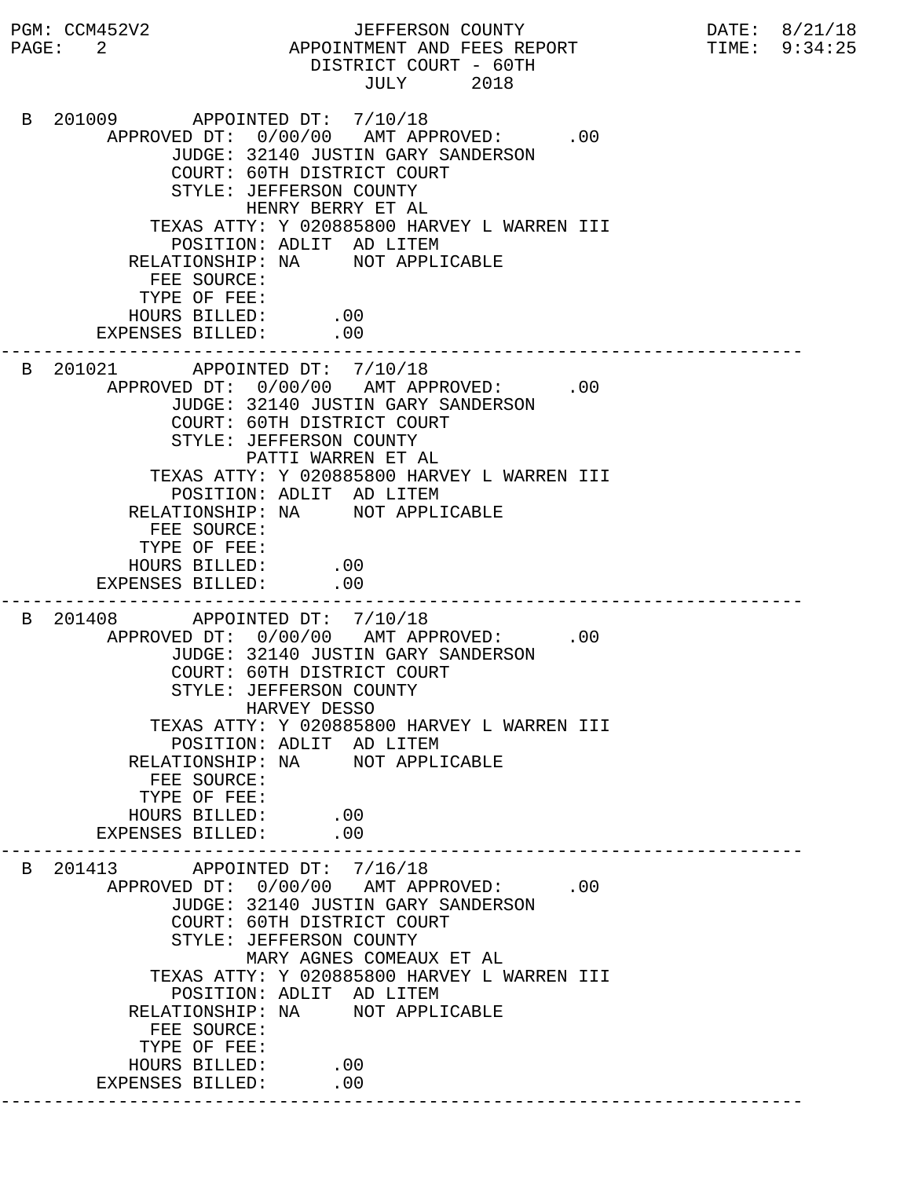```
PGM: CCM452V2                    JEFFERSON COUNTY                     DATE: 8/21/18
PAGE:  2                   APPOINTMENT AND FEES REPORT                TIME: 9:34:25
                              DISTRICT COURT - 60TH
                                   JULY      2018

 B 201009       APPOINTED DT:  7/10/18
        APPROVED DT:  0/00/00   AMT APPROVED:      .00
              JUDGE: 32140 JUSTIN GARY SANDERSON
              COURT: 60TH DISTRICT COURT
              STYLE: JEFFERSON COUNTY
                     HENRY BERRY ET AL
            TEXAS ATTY: Y 020885800 HARVEY L WARREN III
              POSITION: ADLIT  AD LITEM
          RELATIONSHIP: NA     NOT APPLICABLE
            FEE SOURCE:
           TYPE OF FEE:
          HOURS BILLED:      .00
       EXPENSES BILLED:      .00
---------------------------------------------------------------------------
 B 201021       APPOINTED DT:  7/10/18
        APPROVED DT:  0/00/00   AMT APPROVED:      .00
              JUDGE: 32140 JUSTIN GARY SANDERSON
              COURT: 60TH DISTRICT COURT
              STYLE: JEFFERSON COUNTY
                     PATTI WARREN ET AL
            TEXAS ATTY: Y 020885800 HARVEY L WARREN III
              POSITION: ADLIT  AD LITEM
          RELATIONSHIP: NA     NOT APPLICABLE
            FEE SOURCE:
           TYPE OF FEE:
          HOURS BILLED:      .00
       EXPENSES BILLED:      .00
---------------------------------------------------------------------------
 B 201408       APPOINTED DT:  7/10/18
        APPROVED DT:  0/00/00   AMT APPROVED:      .00
              JUDGE: 32140 JUSTIN GARY SANDERSON
              COURT: 60TH DISTRICT COURT
              STYLE: JEFFERSON COUNTY
                     HARVEY DESSO
            TEXAS ATTY: Y 020885800 HARVEY L WARREN III
              POSITION: ADLIT  AD LITEM
          RELATIONSHIP: NA     NOT APPLICABLE
            FEE SOURCE:
           TYPE OF FEE:
          HOURS BILLED:      .00
       EXPENSES BILLED:      .00
---------------------------------------------------------------------------
 B 201413       APPOINTED DT:  7/16/18
        APPROVED DT:  0/00/00   AMT APPROVED:      .00
              JUDGE: 32140 JUSTIN GARY SANDERSON
              COURT: 60TH DISTRICT COURT
              STYLE: JEFFERSON COUNTY
                     MARY AGNES COMEAUX ET AL
            TEXAS ATTY: Y 020885800 HARVEY L WARREN III
              POSITION: ADLIT  AD LITEM
          RELATIONSHIP: NA     NOT APPLICABLE
            FEE SOURCE:
           TYPE OF FEE:
          HOURS BILLED:      .00
       EXPENSES BILLED:      .00
---------------------------------------------------------------------------
```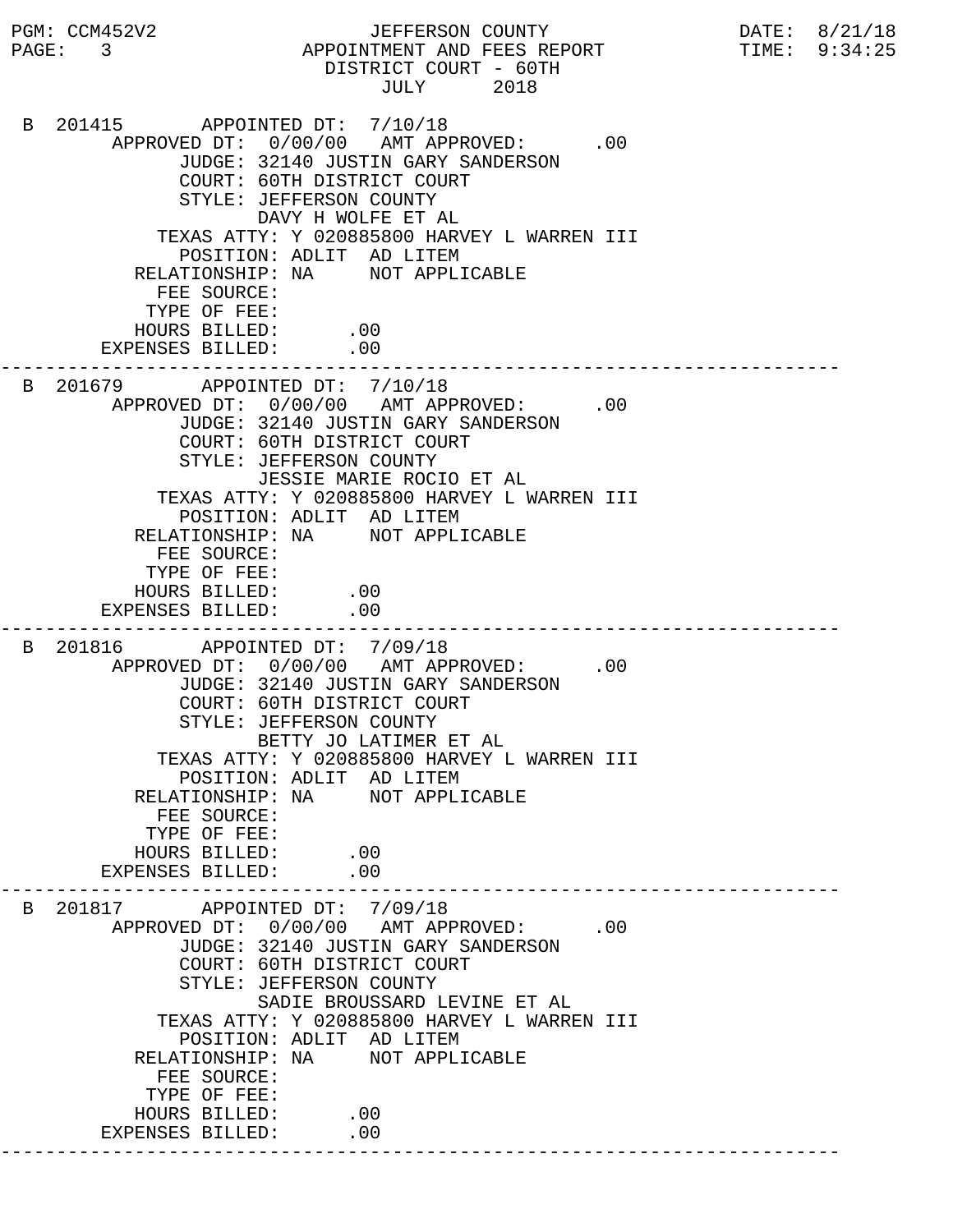JEFFERSON COUNTY
APPOINTMENT AND FEES REPORT
DISTRICT COURT - 60TH
JULY 2018

```
B 201415       APPOINTED DT:  7/10/18
       APPROVED DT:  0/00/00   AMT APPROVED:       .00
             JUDGE: 32140 JUSTIN GARY SANDERSON
             COURT: 60TH DISTRICT COURT
             STYLE: JEFFERSON COUNTY
                    DAVY H WOLFE ET AL
           TEXAS ATTY: Y 020885800 HARVEY L WARREN III
             POSITION: ADLIT  AD LITEM
         RELATIONSHIP: NA     NOT APPLICABLE
           FEE SOURCE:
          TYPE OF FEE:
         HOURS BILLED:      .00
      EXPENSES BILLED:      .00
---------------------------------------------------------------------------
B 201679       APPOINTED DT:  7/10/18
       APPROVED DT:  0/00/00   AMT APPROVED:       .00
             JUDGE: 32140 JUSTIN GARY SANDERSON
             COURT: 60TH DISTRICT COURT
             STYLE: JEFFERSON COUNTY
                    JESSIE MARIE ROCIO ET AL
           TEXAS ATTY: Y 020885800 HARVEY L WARREN III
             POSITION: ADLIT  AD LITEM
         RELATIONSHIP: NA     NOT APPLICABLE
           FEE SOURCE:
          TYPE OF FEE:
         HOURS BILLED:      .00
      EXPENSES BILLED:      .00
---------------------------------------------------------------------------
B 201816       APPOINTED DT:  7/09/18
       APPROVED DT:  0/00/00   AMT APPROVED:       .00
             JUDGE: 32140 JUSTIN GARY SANDERSON
             COURT: 60TH DISTRICT COURT
             STYLE: JEFFERSON COUNTY
                    BETTY JO LATIMER ET AL
           TEXAS ATTY: Y 020885800 HARVEY L WARREN III
             POSITION: ADLIT  AD LITEM
         RELATIONSHIP: NA     NOT APPLICABLE
           FEE SOURCE:
          TYPE OF FEE:
         HOURS BILLED:      .00
      EXPENSES BILLED:      .00
---------------------------------------------------------------------------
B 201817       APPOINTED DT:  7/09/18
       APPROVED DT:  0/00/00   AMT APPROVED:       .00
             JUDGE: 32140 JUSTIN GARY SANDERSON
             COURT: 60TH DISTRICT COURT
             STYLE: JEFFERSON COUNTY
                    SADIE BROUSSARD LEVINE ET AL
           TEXAS ATTY: Y 020885800 HARVEY L WARREN III
             POSITION: ADLIT  AD LITEM
         RELATIONSHIP: NA     NOT APPLICABLE
           FEE SOURCE:
          TYPE OF FEE:
         HOURS BILLED:      .00
      EXPENSES BILLED:      .00
---------------------------------------------------------------------------
```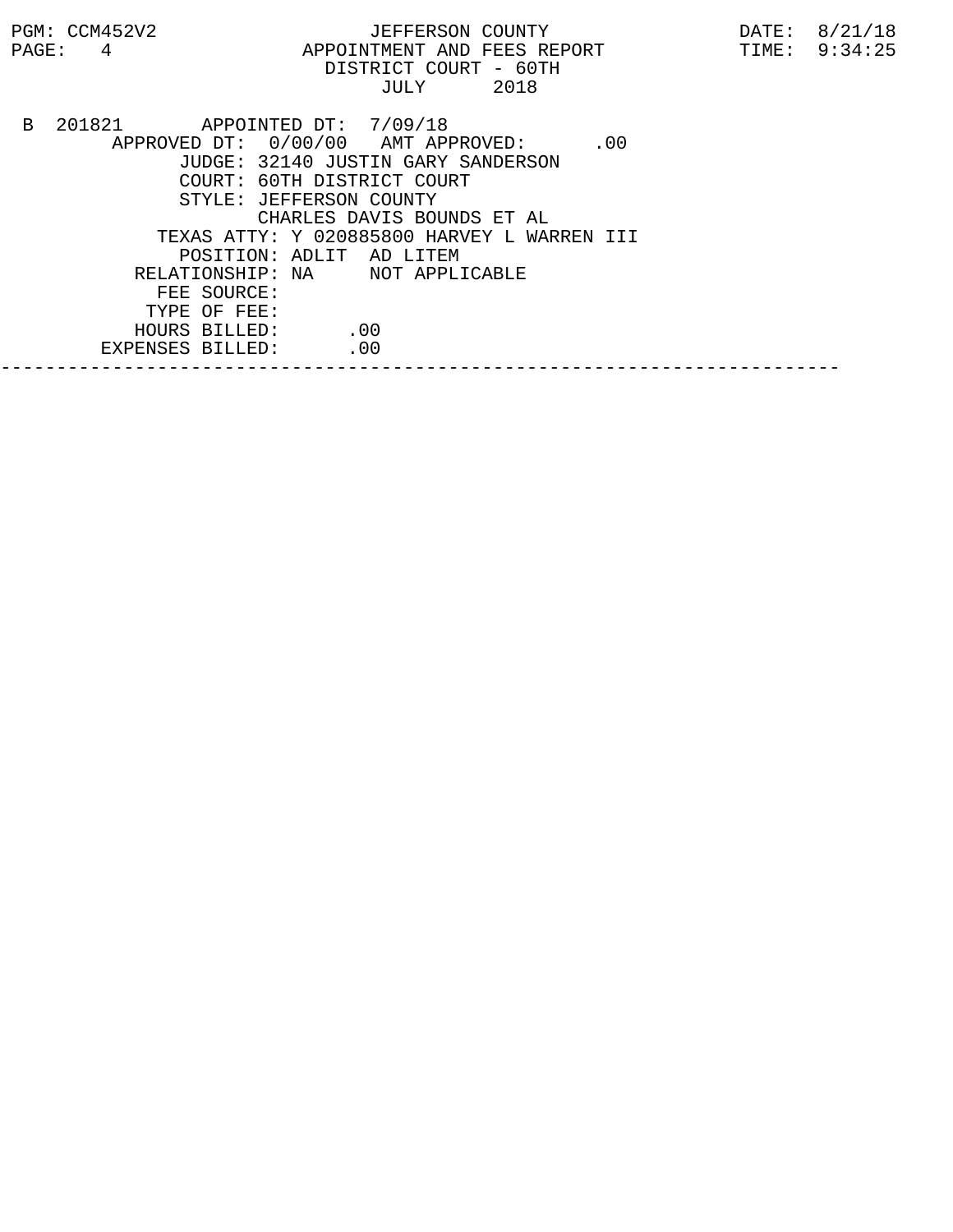# JEFFERSON COUNTY

## APPOINTMENT AND FEES REPORT

### DISTRICT COURT - 60TH

### JULY 2018

PGM: CCM452V2

DATE: 8/21/18

TIME: 9:34:25

```
B 201821       APPOINTED DT:  7/09/18
        APPROVED DT:  0/00/00   AMT APPROVED:      .00
              JUDGE: 32140 JUSTIN GARY SANDERSON
              COURT: 60TH DISTRICT COURT
              STYLE: JEFFERSON COUNTY
                     CHARLES DAVIS BOUNDS ET AL
            TEXAS ATTY: Y 020885800 HARVEY L WARREN III
              POSITION: ADLIT  AD LITEM
          RELATIONSHIP: NA     NOT APPLICABLE
            FEE SOURCE:
           TYPE OF FEE:
          HOURS BILLED:      .00
       EXPENSES BILLED:      .00
```

---